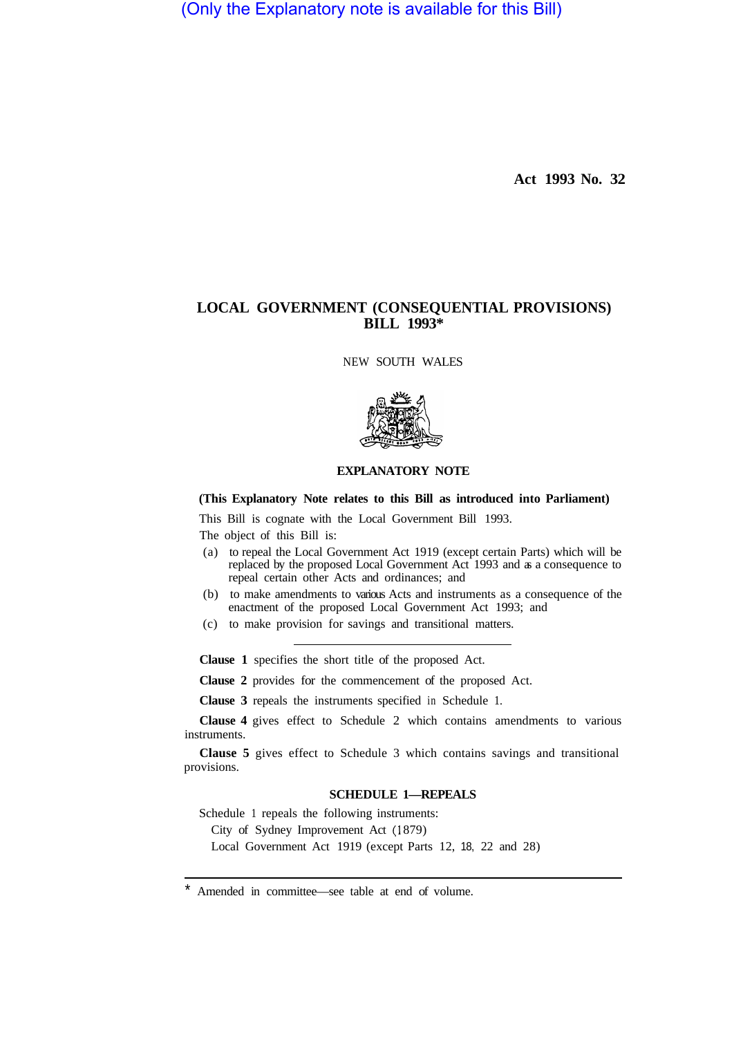(Only the Explanatory note is available for this Bill)

**Act 1993 No. 32**

# LOCAL GOVERNMENT (CONSEQUENTIAL PROVISIONS) BILL 1993*

NEW SOUTH WALES

## EXPLANATORY NOTE

**(This Explanatory Note relates to this Bill as introduced into Parliament)**

This Bill is cognate with the Local Government Bill 1993.

The object of this Bill is:

(a) to repeal the Local Government Act 1919 (except certain Parts) which will be replaced by the proposed Local Government Act 1993 and as a consequence to repeal certain other Acts and ordinances; and

(b) to make amendments to various Acts and instruments as a consequence of the enactment of the proposed Local Government Act 1993; and

(c) to make provision for savings and transitional matters.

---

**Clause 1** specifies the short title of the proposed Act.

**Clause 2** provides for the commencement of the proposed Act.

**Clause 3** repeals the instruments specified in Schedule 1.

**Clause 4** gives effect to Schedule 2 which contains amendments to various instruments.

**Clause 5** gives effect to Schedule 3 which contains savings and transitional provisions.

### SCHEDULE 1—REPEALS

Schedule 1 repeals the following instruments:

City of Sydney Improvement Act (1879)

Local Government Act 1919 (except Parts 12, 18, 22 and 28)

---

* Amended in committee—see table at end of volume.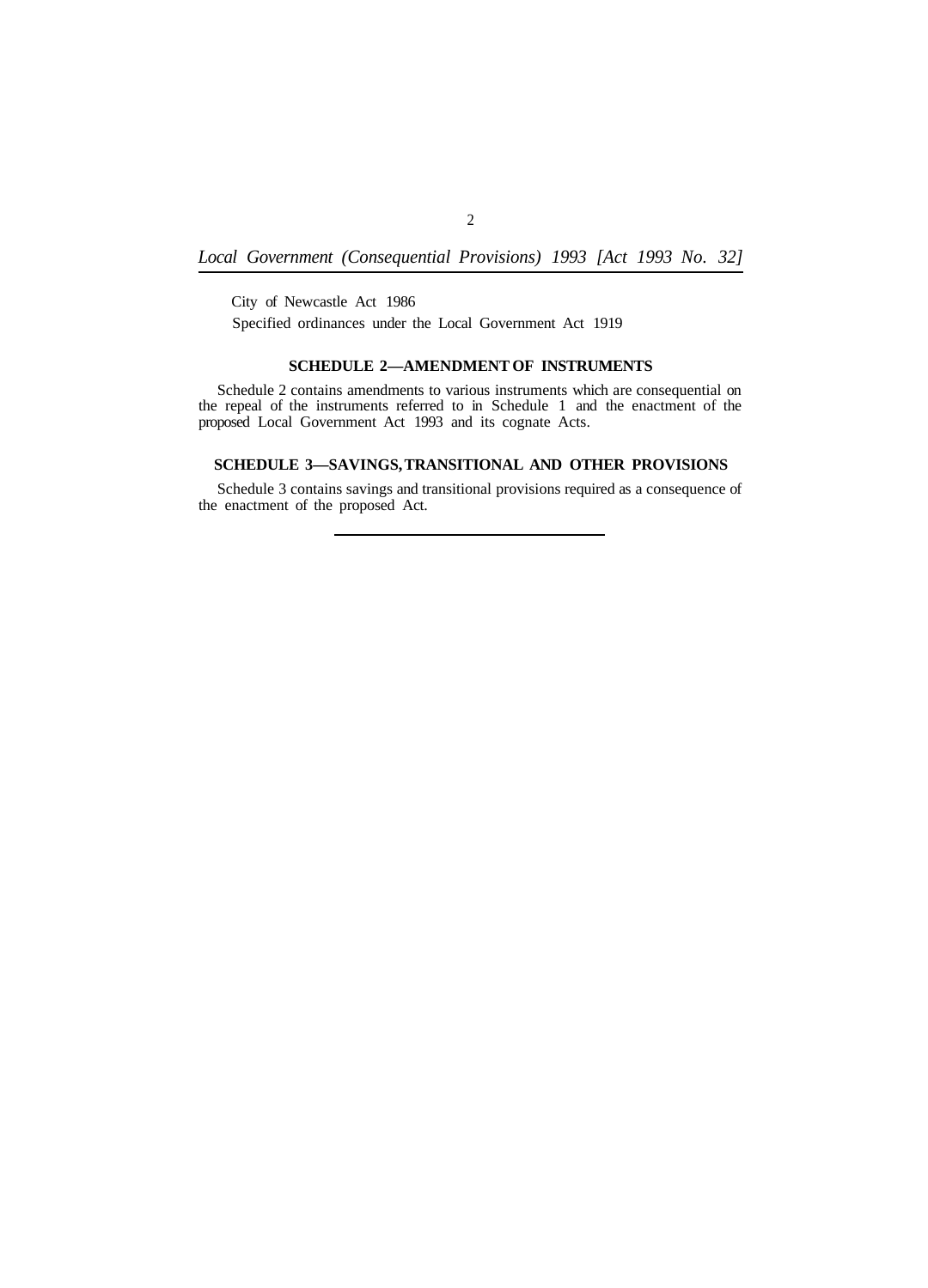City of Newcastle Act 1986

Specified ordinances under the Local Government Act 1919

## SCHEDULE 2—AMENDMENT OF INSTRUMENTS

Schedule 2 contains amendments to various instruments which are consequential on the repeal of the instruments referred to in Schedule 1 and the enactment of the proposed Local Government Act 1993 and its cognate Acts.

## SCHEDULE 3—SAVINGS, TRANSITIONAL AND OTHER PROVISIONS

Schedule 3 contains savings and transitional provisions required as a consequence of the enactment of the proposed Act.